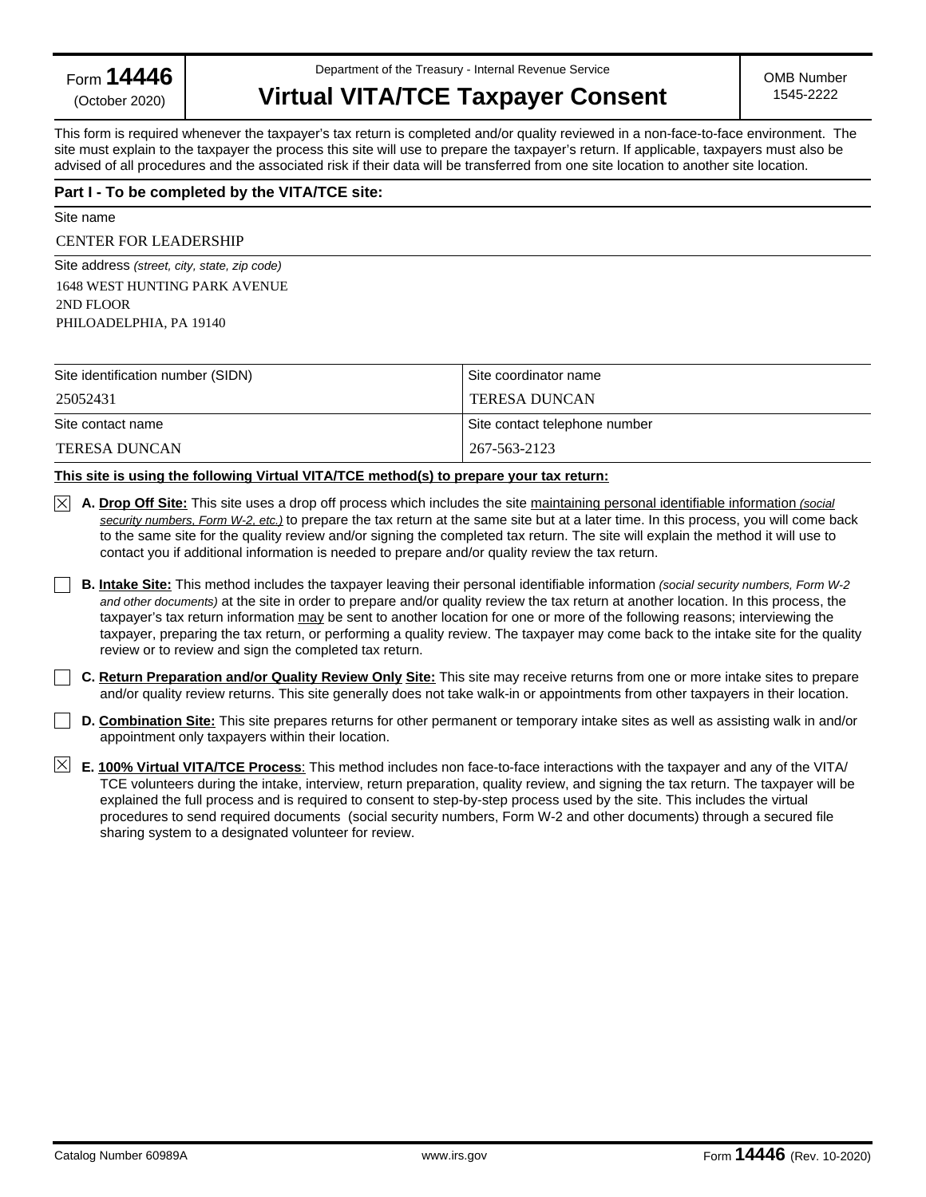Form **14446** (October 2020)

Department of the Treasury - Internal Revenue Service

# Virtual VITA/TCE Taxpayer Consent

OMB Number 1545-2222

This form is required whenever the taxpayer's tax return is completed and/or quality reviewed in a non-face-to-face environment. The site must explain to the taxpayer the process this site will use to prepare the taxpayer's return. If applicable, taxpayers must also be advised of all procedures and the associated risk if their data will be transferred from one site location to another site location.

## Part I - To be completed by the VITA/TCE site:

Site name

CENTER FOR LEADERSHIP

Site address *(street, city, state, zip code)*

1648 WEST HUNTING PARK AVENUE
2ND FLOOR
PHILOADELPHIA, PA 19140

| Site identification number (SIDN) | Site coordinator name |
|---|---|
| 25052431 | TERESA DUNCAN |
| **Site contact name** | **Site contact telephone number** |
| TERESA DUNCAN | 267-563-2123 |

**This site is using the following Virtual VITA/TCE method(s) to prepare your tax return:**

☒ **A. Drop Off Site:** This site uses a drop off process which includes the site maintaining personal identifiable information *(social security numbers, Form W-2, etc.)* to prepare the tax return at the same site but at a later time. In this process, you will come back to the same site for the quality review and/or signing the completed tax return. The site will explain the method it will use to contact you if additional information is needed to prepare and/or quality review the tax return.

☐ **B. Intake Site:** This method includes the taxpayer leaving their personal identifiable information *(social security numbers, Form W-2 and other documents)* at the site in order to prepare and/or quality review the tax return at another location. In this process, the taxpayer's tax return information may be sent to another location for one or more of the following reasons; interviewing the taxpayer, preparing the tax return, or performing a quality review. The taxpayer may come back to the intake site for the quality review or to review and sign the completed tax return.

☐ **C. Return Preparation and/or Quality Review Only Site:** This site may receive returns from one or more intake sites to prepare and/or quality review returns. This site generally does not take walk-in or appointments from other taxpayers in their location.

☐ **D. Combination Site:** This site prepares returns for other permanent or temporary intake sites as well as assisting walk in and/or appointment only taxpayers within their location.

☒ **E. 100% Virtual VITA/TCE Process**: This method includes non face-to-face interactions with the taxpayer and any of the VITA/TCE volunteers during the intake, interview, return preparation, quality review, and signing the tax return. The taxpayer will be explained the full process and is required to consent to step-by-step process used by the site. This includes the virtual procedures to send required documents (social security numbers, Form W-2 and other documents) through a secured file sharing system to a designated volunteer for review.

Catalog Number 60989A www.irs.gov Form **14446** (Rev. 10-2020)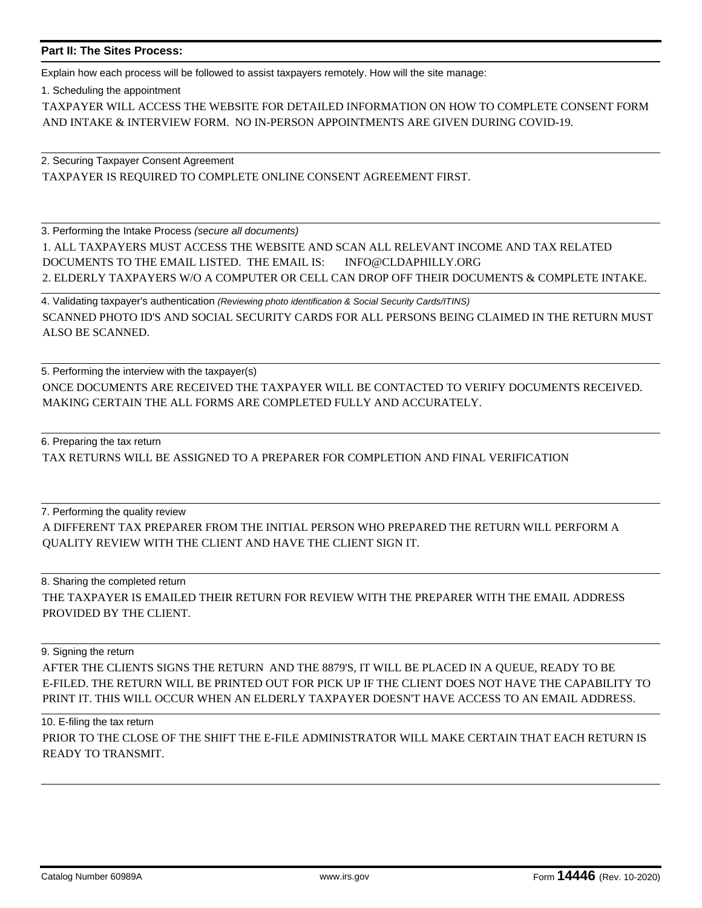## Part II: The Sites Process:

Explain how each process will be followed to assist taxpayers remotely. How will the site manage:

1. Scheduling the appointment

TAXPAYER WILL ACCESS THE WEBSITE FOR DETAILED INFORMATION ON HOW TO COMPLETE CONSENT FORM AND INTAKE & INTERVIEW FORM. NO IN-PERSON APPOINTMENTS ARE GIVEN DURING COVID-19.

2. Securing Taxpayer Consent Agreement

TAXPAYER IS REQUIRED TO COMPLETE ONLINE CONSENT AGREEMENT FIRST.

3. Performing the Intake Process *(secure all documents)*

1. ALL TAXPAYERS MUST ACCESS THE WEBSITE AND SCAN ALL RELEVANT INCOME AND TAX RELATED DOCUMENTS TO THE EMAIL LISTED. THE EMAIL IS: INFO@CLDAPHILLY.ORG
2. ELDERLY TAXPAYERS W/O A COMPUTER OR CELL CAN DROP OFF THEIR DOCUMENTS & COMPLETE INTAKE.

4. Validating taxpayer's authentication *(Reviewing photo identification & Social Security Cards/ITINS)*

SCANNED PHOTO ID'S AND SOCIAL SECURITY CARDS FOR ALL PERSONS BEING CLAIMED IN THE RETURN MUST ALSO BE SCANNED.

5. Performing the interview with the taxpayer(s)

ONCE DOCUMENTS ARE RECEIVED THE TAXPAYER WILL BE CONTACTED TO VERIFY DOCUMENTS RECEIVED. MAKING CERTAIN THE ALL FORMS ARE COMPLETED FULLY AND ACCURATELY.

6. Preparing the tax return

TAX RETURNS WILL BE ASSIGNED TO A PREPARER FOR COMPLETION AND FINAL VERIFICATION

7. Performing the quality review

A DIFFERENT TAX PREPARER FROM THE INITIAL PERSON WHO PREPARED THE RETURN WILL PERFORM A QUALITY REVIEW WITH THE CLIENT AND HAVE THE CLIENT SIGN IT.

8. Sharing the completed return

THE TAXPAYER IS EMAILED THEIR RETURN FOR REVIEW WITH THE PREPARER WITH THE EMAIL ADDRESS PROVIDED BY THE CLIENT.

9. Signing the return

AFTER THE CLIENTS SIGNS THE RETURN AND THE 8879'S, IT WILL BE PLACED IN A QUEUE, READY TO BE E-FILED. THE RETURN WILL BE PRINTED OUT FOR PICK UP IF THE CLIENT DOES NOT HAVE THE CAPABILITY TO PRINT IT. THIS WILL OCCUR WHEN AN ELDERLY TAXPAYER DOESN'T HAVE ACCESS TO AN EMAIL ADDRESS.

10. E-filing the tax return

PRIOR TO THE CLOSE OF THE SHIFT THE E-FILE ADMINISTRATOR WILL MAKE CERTAIN THAT EACH RETURN IS READY TO TRANSMIT.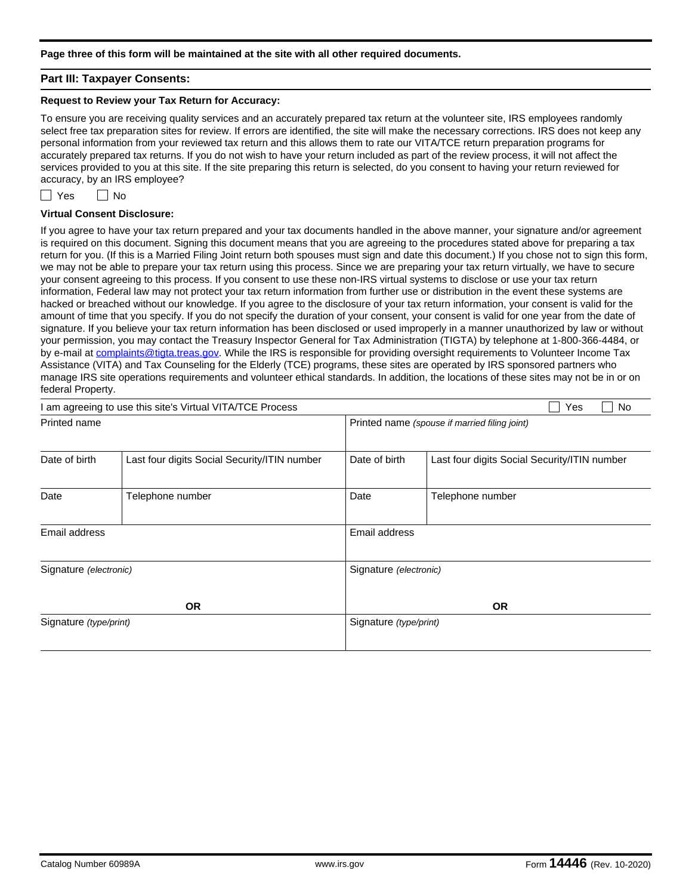**Page three of this form will be maintained at the site with all other required documents.**

## Part III: Taxpayer Consents:

**Request to Review your Tax Return for Accuracy:**

To ensure you are receiving quality services and an accurately prepared tax return at the volunteer site, IRS employees randomly select free tax preparation sites for review. If errors are identified, the site will make the necessary corrections. IRS does not keep any personal information from your reviewed tax return and this allows them to rate our VITA/TCE return preparation programs for accurately prepared tax returns. If you do not wish to have your return included as part of the review process, it will not affect the services provided to you at this site. If the site preparing this return is selected, do you consent to having your return reviewed for accuracy, by an IRS employee?

☐ Yes ☐ No

**Virtual Consent Disclosure:**

If you agree to have your tax return prepared and your tax documents handled in the above manner, your signature and/or agreement is required on this document. Signing this document means that you are agreeing to the procedures stated above for preparing a tax return for you. (If this is a Married Filing Joint return both spouses must sign and date this document.) If you chose not to sign this form, we may not be able to prepare your tax return using this process. Since we are preparing your tax return virtually, we have to secure your consent agreeing to this process. If you consent to use these non-IRS virtual systems to disclose or use your tax return information, Federal law may not protect your tax return information from further use or distribution in the event these systems are hacked or breached without our knowledge. If you agree to the disclosure of your tax return information, your consent is valid for the amount of time that you specify. If you do not specify the duration of your consent, your consent is valid for one year from the date of signature. If you believe your tax return information has been disclosed or used improperly in a manner unauthorized by law or without your permission, you may contact the Treasury Inspector General for Tax Administration (TIGTA) by telephone at 1-800-366-4484, or by e-mail at complaints@tigta.treas.gov. While the IRS is responsible for providing oversight requirements to Volunteer Income Tax Assistance (VITA) and Tax Counseling for the Elderly (TCE) programs, these sites are operated by IRS sponsored partners who manage IRS site operations requirements and volunteer ethical standards. In addition, the locations of these sites may not be in or on federal Property.

I am agreeing to use this site's Virtual VITA/TCE Process ☐ Yes ☐ No

| | | | |
|---|---|---|---|
| Printed name | | Printed name *(spouse if married filing joint)* | |
| Date of birth | Last four digits Social Security/ITIN number | Date of birth | Last four digits Social Security/ITIN number |
| Date | Telephone number | Date | Telephone number |
| Email address | | Email address | |
| Signature *(electronic)* | | Signature *(electronic)* | |
| **OR** | | **OR** | |
| Signature *(type/print)* | | Signature *(type/print)* | |

Catalog Number 60989A www.irs.gov Form **14446** (Rev. 10-2020)